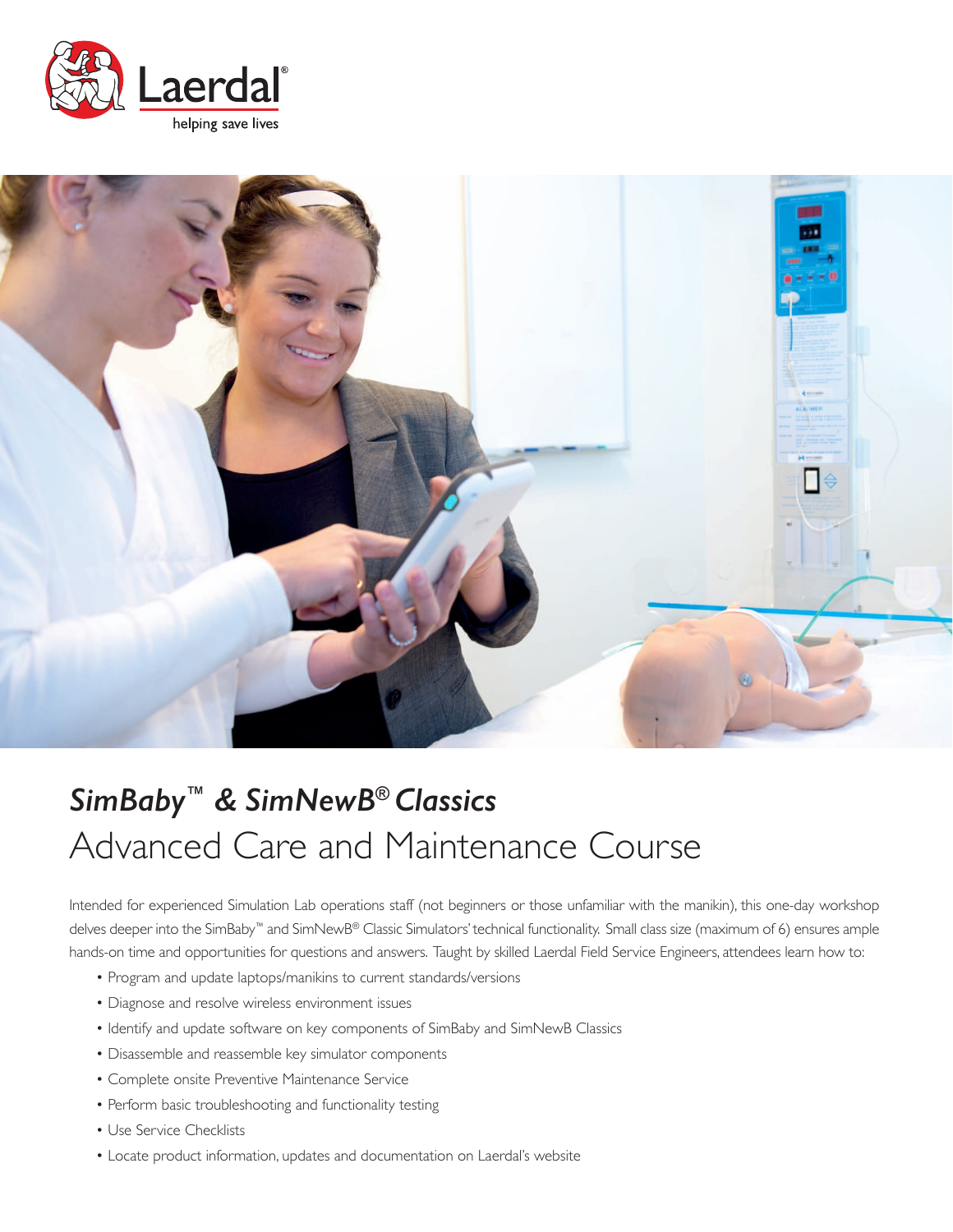Laerdal®
helping save lives

# *SimBaby™ & SimNewB® Classics*

## Advanced Care and Maintenance Course

Intended for experienced Simulation Lab operations staff (not beginners or those unfamiliar with the manikin), this one-day workshop delves deeper into the SimBaby™ and SimNewB® Classic Simulators' technical functionality. Small class size (maximum of 6) ensures ample hands-on time and opportunities for questions and answers. Taught by skilled Laerdal Field Service Engineers, attendees learn how to:

- Program and update laptops/manikins to current standards/versions
- Diagnose and resolve wireless environment issues
- Identify and update software on key components of SimBaby and SimNewB Classics
- Disassemble and reassemble key simulator components
- Complete onsite Preventive Maintenance Service
- Perform basic troubleshooting and functionality testing
- Use Service Checklists
- Locate product information, updates and documentation on Laerdal's website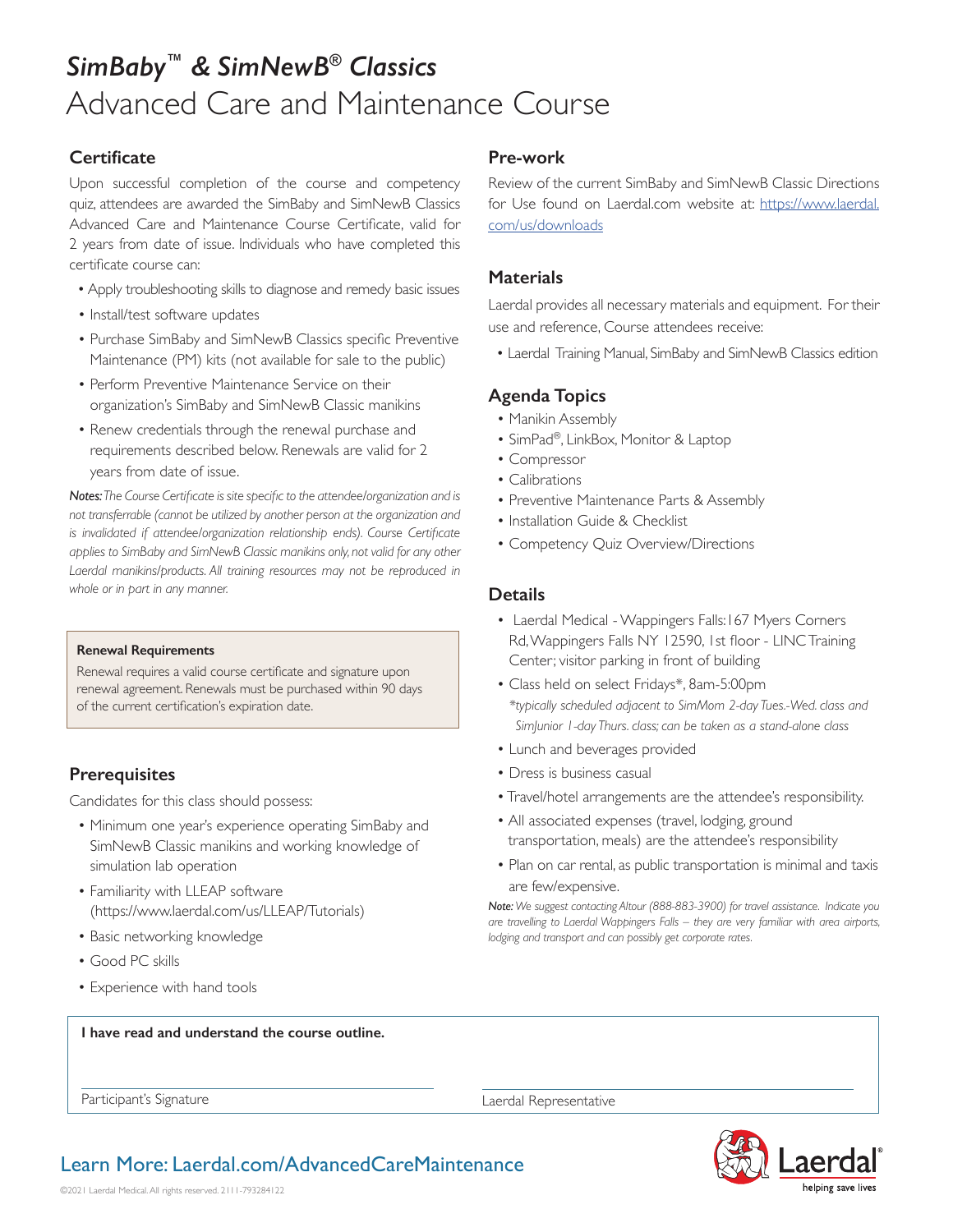# *SimBaby™ & SimNewB® Classics*

## Advanced Care and Maintenance Course

### Certificate

Upon successful completion of the course and competency quiz, attendees are awarded the SimBaby and SimNewB Classics Advanced Care and Maintenance Course Certificate, valid for 2 years from date of issue. Individuals who have completed this certificate course can:

- Apply troubleshooting skills to diagnose and remedy basic issues
- Install/test software updates
- Purchase SimBaby and SimNewB Classics specific Preventive Maintenance (PM) kits (not available for sale to the public)
- Perform Preventive Maintenance Service on their organization's SimBaby and SimNewB Classic manikins
- Renew credentials through the renewal purchase and requirements described below. Renewals are valid for 2 years from date of issue.

***Notes:*** *The Course Certificate is site specific to the attendee/organization and is not transferrable (cannot be utilized by another person at the organization and is invalidated if attendee/organization relationship ends). Course Certificate applies to SimBaby and SimNewB Classic manikins only, not valid for any other Laerdal manikins/products. All training resources may not be reproduced in whole or in part in any manner.*

**Renewal Requirements**

Renewal requires a valid course certificate and signature upon renewal agreement. Renewals must be purchased within 90 days of the current certification's expiration date.

### Prerequisites

Candidates for this class should possess:

- Minimum one year's experience operating SimBaby and SimNewB Classic manikins and working knowledge of simulation lab operation
- Familiarity with LLEAP software (https://www.laerdal.com/us/LLEAP/Tutorials)
- Basic networking knowledge
- Good PC skills
- Experience with hand tools

### Pre-work

Review of the current SimBaby and SimNewB Classic Directions for Use found on Laerdal.com website at: https://www.laerdal.com/us/downloads

### Materials

Laerdal provides all necessary materials and equipment. For their use and reference, Course attendees receive:

- Laerdal Training Manual, SimBaby and SimNewB Classics edition

### Agenda Topics

- Manikin Assembly
- SimPad®, LinkBox, Monitor & Laptop
- Compressor
- Calibrations
- Preventive Maintenance Parts & Assembly
- Installation Guide & Checklist
- Competency Quiz Overview/Directions

### Details

- Laerdal Medical - Wappingers Falls: 167 Myers Corners Rd, Wappingers Falls NY 12590, 1st floor - LINC Training Center; visitor parking in front of building
- Class held on select Fridays*, 8am-5:00pm
  *\*typically scheduled adjacent to SimMom 2-day Tues.-Wed. class and SimJunior 1-day Thurs. class; can be taken as a stand-alone class*
- Lunch and beverages provided
- Dress is business casual
- Travel/hotel arrangements are the attendee's responsibility.
- All associated expenses (travel, lodging, ground transportation, meals) are the attendee's responsibility
- Plan on car rental, as public transportation is minimal and taxis are few/expensive.

***Note:*** *We suggest contacting Altour (888-883-3900) for travel assistance. Indicate you are travelling to Laerdal Wappingers Falls – they are very familiar with area airports, lodging and transport and can possibly get corporate rates.*

**I have read and understand the course outline.**

Participant's Signature

Laerdal Representative

## Learn More: Laerdal.com/AdvancedCareMaintenance

©2021 Laerdal Medical. All rights reserved. 2111-793284122

Laerdal
helping save lives